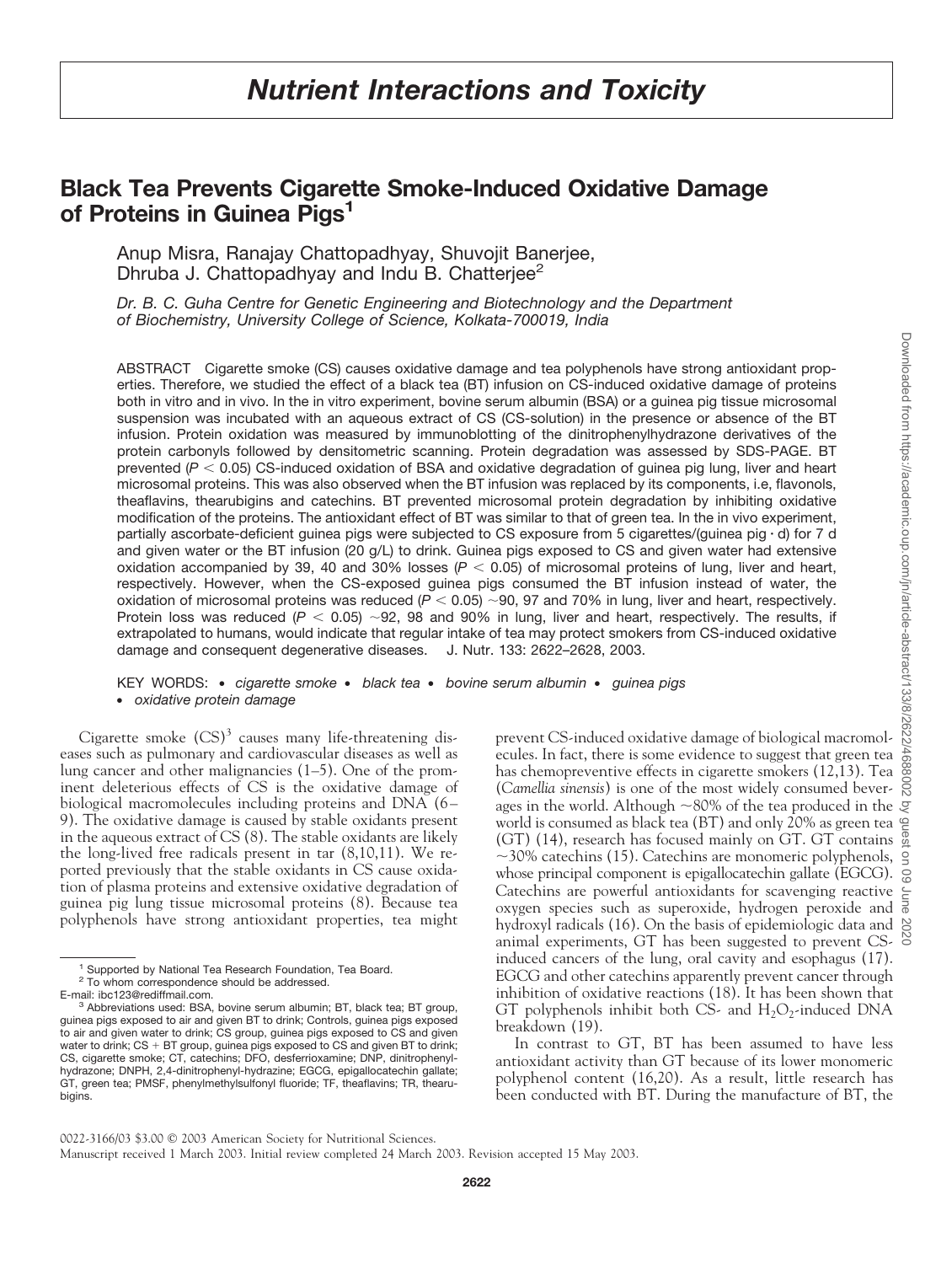# Nutrient Interactions and Toxicity

## Black Tea Prevents Cigarette Smoke-Induced Oxidative Damage of Proteins in Guinea Pigs[1]

Anup Misra, Ranajay Chattopadhyay, Shuvojit Banerjee, Dhruba J. Chattopadhyay and Indu B. Chatterjee[2]

*Dr. B. C. Guha Centre for Genetic Engineering and Biotechnology and the Department of Biochemistry, University College of Science, Kolkata-700019, India*

ABSTRACT Cigarette smoke (CS) causes oxidative damage and tea polyphenols have strong antioxidant properties. Therefore, we studied the effect of a black tea (BT) infusion on CS-induced oxidative damage of proteins both in vitro and in vivo. In the in vitro experiment, bovine serum albumin (BSA) or a guinea pig tissue microsomal suspension was incubated with an aqueous extract of CS (CS-solution) in the presence or absence of the BT infusion. Protein oxidation was measured by immunoblotting of the dinitrophenylhydrazone derivatives of the protein carbonyls followed by densitometric scanning. Protein degradation was assessed by SDS-PAGE. BT prevented ($P < 0.05$) CS-induced oxidation of BSA and oxidative degradation of guinea pig lung, liver and heart microsomal proteins. This was also observed when the BT infusion was replaced by its components, i.e, flavonols, theaflavins, thearubigins and catechins. BT prevented microsomal protein degradation by inhibiting oxidative modification of the proteins. The antioxidant effect of BT was similar to that of green tea. In the in vivo experiment, partially ascorbate-deficient guinea pigs were subjected to CS exposure from 5 cigarettes/(guinea pig · d) for 7 d and given water or the BT infusion (20 g/L) to drink. Guinea pigs exposed to CS and given water had extensive oxidation accompanied by 39, 40 and 30% losses ($P < 0.05$) of microsomal proteins of lung, liver and heart, respectively. However, when the CS-exposed guinea pigs consumed the BT infusion instead of water, the oxidation of microsomal proteins was reduced ($P < 0.05$) ~90, 97 and 70% in lung, liver and heart, respectively. Protein loss was reduced ($P < 0.05$) ~92, 98 and 90% in lung, liver and heart, respectively. The results, if extrapolated to humans, would indicate that regular intake of tea may protect smokers from CS-induced oxidative damage and consequent degenerative diseases. J. Nutr. 133: 2622–2628, 2003.

KEY WORDS: • *cigarette smoke* • *black tea* • *bovine serum albumin* • *guinea pigs* • *oxidative protein damage*

Cigarette smoke (CS)[3] causes many life-threatening diseases such as pulmonary and cardiovascular diseases as well as lung cancer and other malignancies (1–5). One of the prominent deleterious effects of CS is the oxidative damage of biological macromolecules including proteins and DNA (6–9). The oxidative damage is caused by stable oxidants present in the aqueous extract of CS (8). The stable oxidants are likely the long-lived free radicals present in tar (8,10,11). We reported previously that the stable oxidants in CS cause oxidation of plasma proteins and extensive oxidative degradation of guinea pig lung tissue microsomal proteins (8). Because tea polyphenols have strong antioxidant properties, tea might prevent CS-induced oxidative damage of biological macromolecules. In fact, there is some evidence to suggest that green tea has chemopreventive effects in cigarette smokers (12,13). Tea (*Camellia sinensis*) is one of the most widely consumed beverages in the world. Although ~80% of the tea produced in the world is consumed as black tea (BT) and only 20% as green tea (GT) (14), research has focused mainly on GT. GT contains ~30% catechins (15). Catechins are monomeric polyphenols, whose principal component is epigallocatechin gallate (EGCG). Catechins are powerful antioxidants for scavenging reactive oxygen species such as superoxide, hydrogen peroxide and hydroxyl radicals (16). On the basis of epidemiologic data and animal experiments, GT has been suggested to prevent CS-induced cancers of the lung, oral cavity and esophagus (17). EGCG and other catechins apparently prevent cancer through inhibition of oxidative reactions (18). It has been shown that GT polyphenols inhibit both CS- and $H_2O_2$-induced DNA breakdown (19).

In contrast to GT, BT has been assumed to have less antioxidant activity than GT because of its lower monomeric polyphenol content (16,20). As a result, little research has been conducted with BT. During the manufacture of BT, the

[1] Supported by National Tea Research Foundation, Tea Board.

[2] To whom correspondence should be addressed.
E-mail: ibc123@rediffmail.com.

[3] Abbreviations used: BSA, bovine serum albumin; BT, black tea; BT group, guinea pigs exposed to air and given BT to drink; Controls, guinea pigs exposed to air and given water to drink; CS group, guinea pigs exposed to CS and given water to drink; CS + BT group, guinea pigs exposed to CS and given BT to drink; CS, cigarette smoke; CT, catechins; DFO, desferrioxamine; DNP, dinitrophenylhydrazone; DNPH, 2,4-dinitrophenyl-hydrazine; EGCG, epigallocatechin gallate; GT, green tea; PMSF, phenylmethylsulfonyl fluoride; TF, theaflavins; TR, thearubigins.

0022-3166/03 $3.00 © 2003 American Society for Nutritional Sciences.
Manuscript received 1 March 2003. Initial review completed 24 March 2003. Revision accepted 15 May 2003.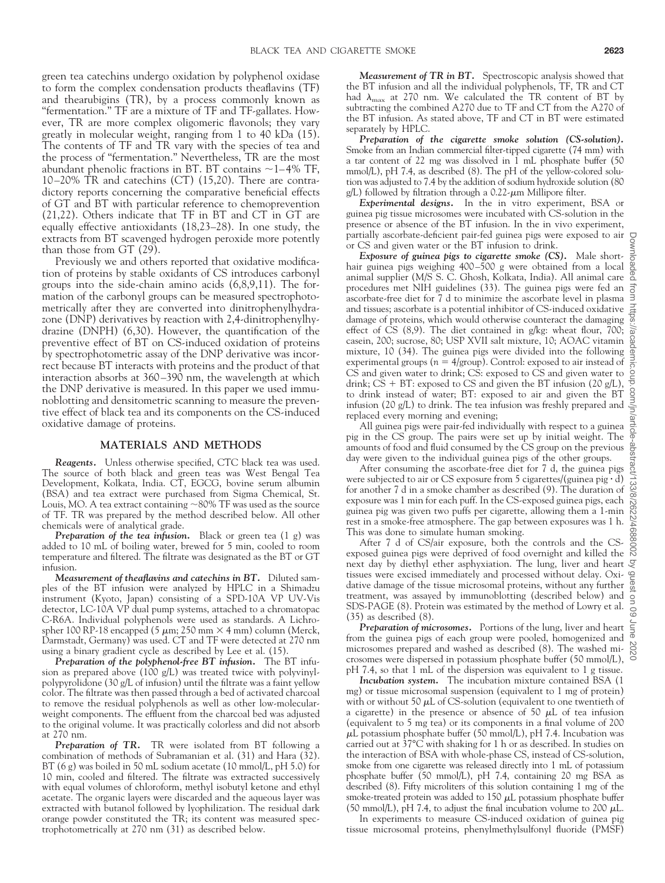green tea catechins undergo oxidation by polyphenol oxidase to form the complex condensation products theaflavins (TF) and thearubigins (TR), by a process commonly known as "fermentation." TF are a mixture of TF and TF-gallates. However, TR are more complex oligomeric flavonols; they vary greatly in molecular weight, ranging from 1 to 40 kDa (15). The contents of TF and TR vary with the species of tea and the process of "fermentation." Nevertheless, TR are the most abundant phenolic fractions in BT. BT contains ~1–4% TF, 10–20% TR and catechins (CT) (15,20). There are contradictory reports concerning the comparative beneficial effects of GT and BT with particular reference to chemoprevention (21,22). Others indicate that TF in BT and CT in GT are equally effective antioxidants (18,23–28). In one study, the extracts from BT scavenged hydrogen peroxide more potently than those from GT (29).

Previously we and others reported that oxidative modification of proteins by stable oxidants of CS introduces carbonyl groups into the side-chain amino acids (6,8,9,11). The formation of the carbonyl groups can be measured spectrophotometrically after they are converted into dinitrophenylhydrazone (DNP) derivatives by reaction with 2,4-dinitrophenylhydrazine (DNPH) (6,30). However, the quantification of the preventive effect of BT on CS-induced oxidation of proteins by spectrophotometric assay of the DNP derivative was incorrect because BT interacts with proteins and the product of that interaction absorbs at 360–390 nm, the wavelength at which the DNP derivative is measured. In this paper we used immunoblotting and densitometric scanning to measure the preventive effect of black tea and its components on the CS-induced oxidative damage of proteins.

## MATERIALS AND METHODS

***Reagents.*** Unless otherwise specified, CTC black tea was used. The source of both black and green teas was West Bengal Tea Development, Kolkata, India. CT, EGCG, bovine serum albumin (BSA) and tea extract were purchased from Sigma Chemical, St. Louis, MO. A tea extract containing ~80% TF was used as the source of TF. TR was prepared by the method described below. All other chemicals were of analytical grade.

***Preparation of the tea infusion.*** Black or green tea (1 g) was added to 10 mL of boiling water, brewed for 5 min, cooled to room temperature and filtered. The filtrate was designated as the BT or GT infusion.

***Measurement of theaflavins and catechins in BT.*** Diluted samples of the BT infusion were analyzed by HPLC in a Shimadzu instrument (Kyoto, Japan) consisting of a SPD-10A VP UV-Vis detector, LC-10A VP dual pump systems, attached to a chromatopac C-R6A. Individual polyphenols were used as standards. A Lichrospher 100 RP-18 encapped (5 $\mu$m; 250 mm × 4 mm) column (Merck, Darmstadt, Germany) was used. CT and TF were detected at 270 nm using a binary gradient cycle as described by Lee et al. (15).

***Preparation of the polyphenol-free BT infusion.*** The BT infusion as prepared above (100 g/L) was treated twice with polyvinylpolypyrolidone (30 g/L of infusion) until the filtrate was a faint yellow color. The filtrate was then passed through a bed of activated charcoal to remove the residual polyphenols as well as other low-molecular-weight components. The effluent from the charcoal bed was adjusted to the original volume. It was practically colorless and did not absorb at 270 nm.

***Preparation of TR.*** TR were isolated from BT following a combination of methods of Subramanian et al. (31) and Hara (32). BT (6 g) was boiled in 50 mL sodium acetate (10 mmol/L, pH 5.0) for 10 min, cooled and filtered. The filtrate was extracted successively with equal volumes of chloroform, methyl isobutyl ketone and ethyl acetate. The organic layers were discarded and the aqueous layer was extracted with butanol followed by lyophilization. The residual dark orange powder constituted the TR; its content was measured spectrophotometrically at 270 nm (31) as described below.

***Measurement of TR in BT.*** Spectroscopic analysis showed that the BT infusion and all the individual polyphenols, TF, TR and CT had $\lambda_{max}$ at 270 nm. We calculated the TR content of BT by subtracting the combined A270 due to TF and CT from the A270 of the BT infusion. As stated above, TF and CT in BT were estimated separately by HPLC.

***Preparation of the cigarette smoke solution (CS-solution).*** Smoke from an Indian commercial filter-tipped cigarette (74 mm) with a tar content of 22 mg was dissolved in 1 mL phosphate buffer (50 mmol/L), pH 7.4, as described (8). The pH of the yellow-colored solution was adjusted to 7.4 by the addition of sodium hydroxide solution (80 g/L) followed by filtration through a 0.22-$\mu$m Millipore filter.

***Experimental designs.*** In the in vitro experiment, BSA or guinea pig tissue microsomes were incubated with CS-solution in the presence or absence of the BT infusion. In the in vivo experiment, partially ascorbate-deficient pair-fed guinea pigs were exposed to air or CS and given water or the BT infusion to drink.

***Exposure of guinea pigs to cigarette smoke (CS).*** Male shorthair guinea pigs weighing 400–500 g were obtained from a local animal supplier (M/S S. C. Ghosh, Kolkata, India). All animal care procedures met NIH guidelines (33). The guinea pigs were fed an ascorbate-free diet for 7 d to minimize the ascorbate level in plasma and tissues; ascorbate is a potential inhibitor of CS-induced oxidative damage of proteins, which would otherwise counteract the damaging effect of CS (8,9). The diet contained in g/kg: wheat flour, 700; casein, 200; sucrose, 80; USP XVII salt mixture, 10; AOAC vitamin mixture, 10 (34). The guinea pigs were divided into the following experimental groups ($n = 4$/group). Control: exposed to air instead of CS and given water to drink; CS: exposed to CS and given water to drink; CS + BT: exposed to CS and given the BT infusion (20 g/L), to drink instead of water; BT: exposed to air and given the BT infusion (20 g/L) to drink. The tea infusion was freshly prepared and replaced every morning and evening;

All guinea pigs were pair-fed individually with respect to a guinea pig in the CS group. The pairs were set up by initial weight. The amounts of food and fluid consumed by the CS group on the previous day were given to the individual guinea pigs of the other groups.

After consuming the ascorbate-free diet for 7 d, the guinea pigs were subjected to air or CS exposure from 5 cigarettes/(guinea pig · d) for another 7 d in a smoke chamber as described (9). The duration of exposure was 1 min for each puff. In the CS-exposed guinea pigs, each guinea pig was given two puffs per cigarette, allowing them a 1-min rest in a smoke-free atmosphere. The gap between exposures was 1 h. This was done to simulate human smoking.

After 7 d of CS/air exposure, both the controls and the CS-exposed guinea pigs were deprived of food overnight and killed the next day by diethyl ether asphyxiation. The lung, liver and heart tissues were excised immediately and processed without delay. Oxidative damage of the tissue microsomal proteins, without any further treatment, was assayed by immunoblotting (described below) and SDS-PAGE (8). Protein was estimated by the method of Lowry et al. (35) as described (8).

***Preparation of microsomes.*** Portions of the lung, liver and heart from the guinea pigs of each group were pooled, homogenized and microsomes prepared and washed as described (8). The washed microsomes were dispersed in potassium phosphate buffer (50 mmol/L), pH 7.4, so that 1 mL of the dispersion was equivalent to 1 g tissue.

***Incubation system.*** The incubation mixture contained BSA (1 mg) or tissue microsomal suspension (equivalent to 1 mg of protein) with or without 50 $\mu$L of CS-solution (equivalent to one twentieth of a cigarette) in the presence or absence of 50 $\mu$L of tea infusion (equivalent to 5 mg tea) or its components in a final volume of 200 $\mu$L potassium phosphate buffer (50 mmol/L), pH 7.4. Incubation was carried out at 37°C with shaking for 1 h or as described. In studies on the interaction of BSA with whole-phase CS, instead of CS-solution, smoke from one cigarette was released directly into 1 mL of potassium phosphate buffer (50 mmol/L), pH 7.4, containing 20 mg BSA as described (8). Fifty microliters of this solution containing 1 mg of the smoke-treated protein was added to 150 $\mu$L potassium phosphate buffer (50 mmol/L), pH 7.4, to adjust the final incubation volume to 200 $\mu$L.

In experiments to measure CS-induced oxidation of guinea pig tissue microsomal proteins, phenylmethylsulfonyl fluoride (PMSF)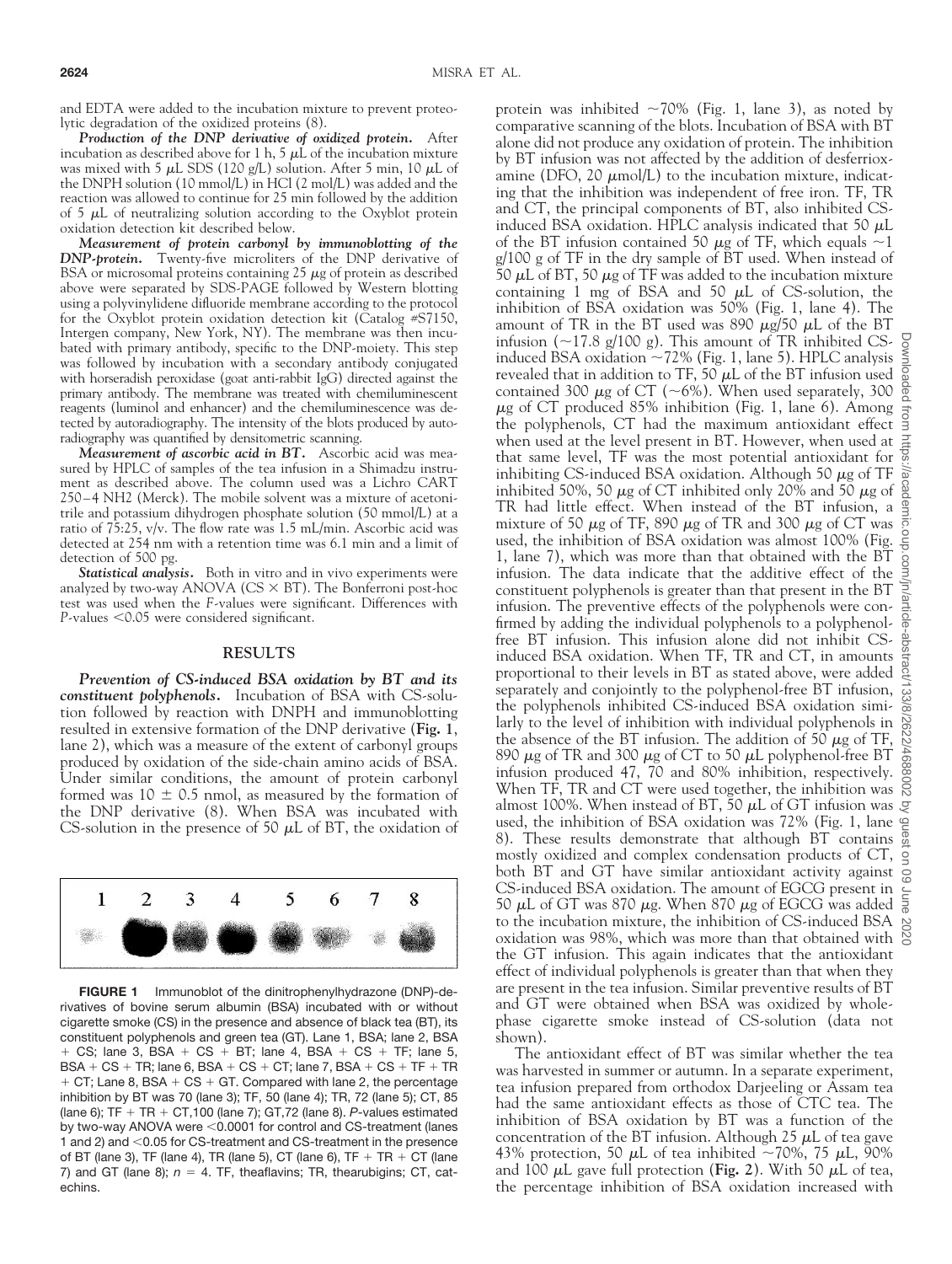and EDTA were added to the incubation mixture to prevent proteolytic degradation of the oxidized proteins (8).

***Production of the DNP derivative of oxidized protein.*** After incubation as described above for 1 h, 5 μL of the incubation mixture was mixed with 5 μL SDS (120 g/L) solution. After 5 min, 10 μL of the DNPH solution (10 mmol/L) in HCl (2 mol/L) was added and the reaction was allowed to continue for 25 min followed by the addition of 5 μL of neutralizing solution according to the Oxyblot protein oxidation detection kit described below.

***Measurement of protein carbonyl by immunoblotting of the DNP-protein.*** Twenty-five microliters of the DNP derivative of BSA or microsomal proteins containing 25 μg of protein as described above were separated by SDS-PAGE followed by Western blotting using a polyvinylidene difluoride membrane according to the protocol for the Oxyblot protein oxidation detection kit (Catalog #S7150, Intergen company, New York, NY). The membrane was then incubated with primary antibody, specific to the DNP-moiety. This step was followed by incubation with a secondary antibody conjugated with horseradish peroxidase (goat anti-rabbit IgG) directed against the primary antibody. The membrane was treated with chemiluminescent reagents (luminol and enhancer) and the chemiluminescence was detected by autoradiography. The intensity of the blots produced by autoradiography was quantified by densitometric scanning.

***Measurement of ascorbic acid in BT.*** Ascorbic acid was measured by HPLC of samples of the tea infusion in a Shimadzu instrument as described above. The column used was a Lichro CART 250–4 NH2 (Merck). The mobile solvent was a mixture of acetonitrile and potassium dihydrogen phosphate solution (50 mmol/L) at a ratio of 75:25, v/v. The flow rate was 1.5 mL/min. Ascorbic acid was detected at 254 nm with a retention time was 6.1 min and a limit of detection of 500 pg.

***Statistical analysis.*** Both in vitro and in vivo experiments were analyzed by two-way ANOVA (CS × BT). The Bonferroni post-hoc test was used when the *F*-values were significant. Differences with *P*-values <0.05 were considered significant.

## RESULTS

***Prevention of CS-induced BSA oxidation by BT and its constituent polyphenols.*** Incubation of BSA with CS-solution followed by reaction with DNPH and immunoblotting resulted in extensive formation of the DNP derivative (**Fig. 1**, lane 2), which was a measure of the extent of carbonyl groups produced by oxidation of the side-chain amino acids of BSA. Under similar conditions, the amount of protein carbonyl formed was 10 ± 0.5 nmol, as measured by the formation of the DNP derivative (8). When BSA was incubated with CS-solution in the presence of 50 μL of BT, the oxidation of protein was inhibited ~70% (Fig. 1, lane 3), as noted by comparative scanning of the blots. Incubation of BSA with BT alone did not produce any oxidation of protein. The inhibition by BT infusion was not affected by the addition of desferrioxamine (DFO, 20 μmol/L) to the incubation mixture, indicating that the inhibition was independent of free iron. TF, TR and CT, the principal components of BT, also inhibited CS-induced BSA oxidation. HPLC analysis indicated that 50 μL of the BT infusion contained 50 μg of TF, which equals ~1 g/100 g of TF in the dry sample of BT used. When instead of 50 μL of BT, 50 μg of TF was added to the incubation mixture containing 1 mg of BSA and 50 μL of CS-solution, the inhibition of BSA oxidation was 50% (Fig. 1, lane 4). The amount of TR in the BT used was 890 μg/50 μL of the BT infusion (~17.8 g/100 g). This amount of TR inhibited CS-induced BSA oxidation ~72% (Fig. 1, lane 5). HPLC analysis revealed that in addition to TF, 50 μL of the BT infusion used contained 300 μg of CT (~6%). When used separately, 300 μg of CT produced 85% inhibition (Fig. 1, lane 6). Among the polyphenols, CT had the maximum antioxidant effect when used at the level present in BT. However, when used at that same level, TF was the most potential antioxidant for inhibiting CS-induced BSA oxidation. Although 50 μg of TF inhibited 50%, 50 μg of CT inhibited only 20% and 50 μg of TR had little effect. When instead of the BT infusion, a mixture of 50 μg of TF, 890 μg of TR and 300 μg of CT was used, the inhibition of BSA oxidation was almost 100% (Fig. 1, lane 7), which was more than that obtained with the BT infusion. The data indicate that the additive effect of the constituent polyphenols is greater than that present in the BT infusion. The preventive effects of the polyphenols were confirmed by adding the individual polyphenols to a polyphenol-free BT infusion. This infusion alone did not inhibit CS-induced BSA oxidation. When TF, TR and CT, in amounts proportional to their levels in BT as stated above, were added separately and conjointly to the polyphenol-free BT infusion, the polyphenols inhibited CS-induced BSA oxidation similarly to the level of inhibition with individual polyphenols in the absence of the BT infusion. The addition of 50 μg of TF, 890 μg of TR and 300 μg of CT to 50 μL polyphenol-free BT infusion produced 47, 70 and 80% inhibition, respectively. When TF, TR and CT were used together, the inhibition was almost 100%. When instead of BT, 50 μL of GT infusion was used, the inhibition of BSA oxidation was 72% (Fig. 1, lane 8). These results demonstrate that although BT contains mostly oxidized and complex condensation products of CT, both BT and GT have similar antioxidant activity against CS-induced BSA oxidation. The amount of EGCG present in 50 μL of GT was 870 μg. When 870 μg of EGCG was added to the incubation mixture, the inhibition of CS-induced BSA oxidation was 98%, which was more than that obtained with the GT infusion. This again indicates that the antioxidant effect of individual polyphenols is greater than that when they are present in the tea infusion. Similar preventive results of BT and GT were obtained when BSA was oxidized by whole-phase cigarette smoke instead of CS-solution (data not shown).

The antioxidant effect of BT was similar whether the tea was harvested in summer or autumn. In a separate experiment, tea infusion prepared from orthodox Darjeeling or Assam tea had the same antioxidant effects as those of CTC tea. The inhibition of BSA oxidation by BT was a function of the concentration of the BT infusion. Although 25 μL of tea gave 43% protection, 50 μL of tea inhibited ~70%, 75 μL, 90% and 100 μL gave full protection (**Fig. 2**). With 50 μL of tea, the percentage inhibition of BSA oxidation increased with

**FIGURE 1** Immunoblot of the dinitrophenylhydrazone (DNP)-derivatives of bovine serum albumin (BSA) incubated with or without cigarette smoke (CS) in the presence and absence of black tea (BT), its constituent polyphenols and green tea (GT). Lane 1, BSA; lane 2, BSA + CS; lane 3, BSA + CS + BT; lane 4, BSA + CS + TF; lane 5, BSA + CS + TR; lane 6, BSA + CS + CT; lane 7, BSA + CS + TF + TR + CT; Lane 8, BSA + CS + GT. Compared with lane 2, the percentage inhibition by BT was 70 (lane 3); TF, 50 (lane 4); TR, 72 (lane 5); CT, 85 (lane 6); TF + TR + CT,100 (lane 7); GT,72 (lane 8). *P*-values estimated by two-way ANOVA were <0.0001 for control and CS-treatment (lanes 1 and 2) and <0.05 for CS-treatment and CS-treatment in the presence of BT (lane 3), TF (lane 4), TR (lane 5), CT (lane 6), TF + TR + CT (lane 7) and GT (lane 8); *n* = 4. TF, theaflavins; TR, thearubigins; CT, catechins.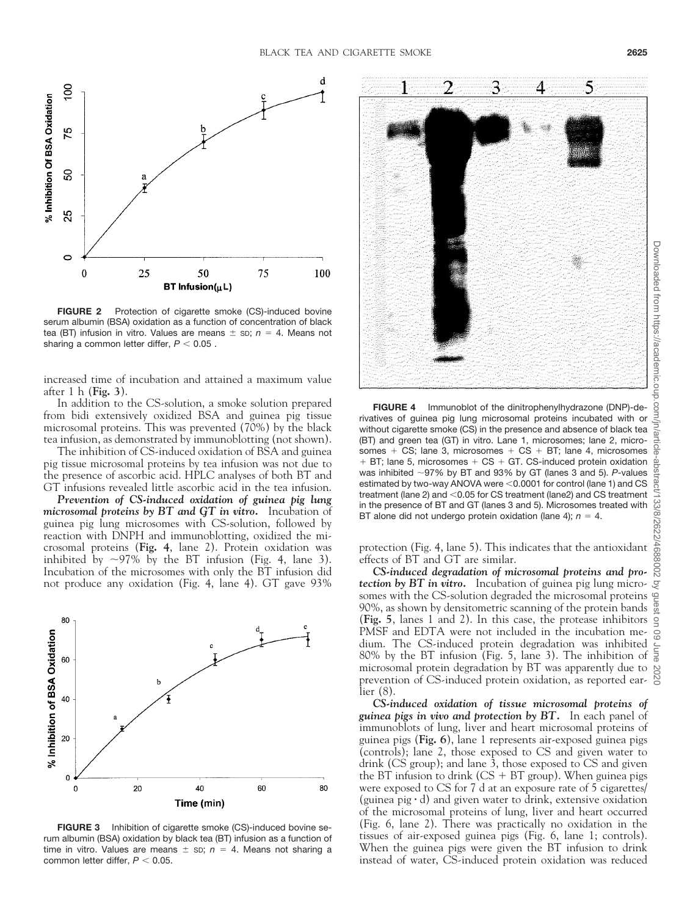**FIGURE 2** Protection of cigarette smoke (CS)-induced bovine serum albumin (BSA) oxidation as a function of concentration of black tea (BT) infusion in vitro. Values are means ± SD; $n = 4$. Means not sharing a common letter differ, $P < 0.05$ .

increased time of incubation and attained a maximum value after 1 h (**Fig. 3**).

In addition to the CS-solution, a smoke solution prepared from bidi extensively oxidized BSA and guinea pig tissue microsomal proteins. This was prevented (70%) by the black tea infusion, as demonstrated by immunoblotting (not shown).

The inhibition of CS-induced oxidation of BSA and guinea pig tissue microsomal proteins by tea infusion was not due to the presence of ascorbic acid. HPLC analyses of both BT and GT infusions revealed little ascorbic acid in the tea infusion.

***Prevention of CS-induced oxidation of guinea pig lung microsomal proteins by BT and GT in vitro.*** Incubation of guinea pig lung microsomes with CS-solution, followed by reaction with DNPH and immunoblotting, oxidized the microsomal proteins (**Fig. 4**, lane 2). Protein oxidation was inhibited by ~97% by the BT infusion (Fig. 4, lane 3). Incubation of the microsomes with only the BT infusion did not produce any oxidation (Fig. 4, lane 4). GT gave 93% protection (Fig. 4, lane 5). This indicates that the antioxidant effects of BT and GT are similar.

**FIGURE 3** Inhibition of cigarette smoke (CS)-induced bovine serum albumin (BSA) oxidation by black tea (BT) infusion as a function of time in vitro. Values are means ± SD; $n = 4$. Means not sharing a common letter differ, $P < 0.05$.

**FIGURE 4** Immunoblot of the dinitrophenylhydrazone (DNP)-derivatives of guinea pig lung microsomal proteins incubated with or without cigarette smoke (CS) in the presence and absence of black tea (BT) and green tea (GT) in vitro. Lane 1, microsomes; lane 2, microsomes + CS; lane 3, microsomes + CS + BT; lane 4, microsomes + BT; lane 5, microsomes + CS + GT. CS-induced protein oxidation was inhibited ~97% by BT and 93% by GT (lanes 3 and 5). *P*-values estimated by two-way ANOVA were <0.0001 for control (lane 1) and CS treatment (lane 2) and <0.05 for CS treatment (lane2) and CS treatment in the presence of BT and GT (lanes 3 and 5). Microsomes treated with BT alone did not undergo protein oxidation (lane 4); $n = 4$.

***CS-induced degradation of microsomal proteins and protection by BT in vitro.*** Incubation of guinea pig lung microsomes with the CS-solution degraded the microsomal proteins 90%, as shown by densitometric scanning of the protein bands (**Fig. 5**, lanes 1 and 2). In this case, the protease inhibitors PMSF and EDTA were not included in the incubation medium. The CS-induced protein degradation was inhibited 80% by the BT infusion (Fig. 5, lane 3). The inhibition of microsomal protein degradation by BT was apparently due to prevention of CS-induced protein oxidation, as reported earlier (8).

***CS-induced oxidation of tissue microsomal proteins of guinea pigs in vivo and protection by BT.*** In each panel of immunoblots of lung, liver and heart microsomal proteins of guinea pigs (**Fig. 6**), lane 1 represents air-exposed guinea pigs (controls); lane 2, those exposed to CS and given water to drink (CS group); and lane 3, those exposed to CS and given the BT infusion to drink (CS + BT group). When guinea pigs were exposed to CS for 7 d at an exposure rate of 5 cigarettes/(guinea pig · d) and given water to drink, extensive oxidation of the microsomal proteins of lung, liver and heart occurred (Fig. 6, lane 2). There was practically no oxidation in the tissues of air-exposed guinea pigs (Fig. 6, lane 1; controls). When the guinea pigs were given the BT infusion to drink instead of water, CS-induced protein oxidation was reduced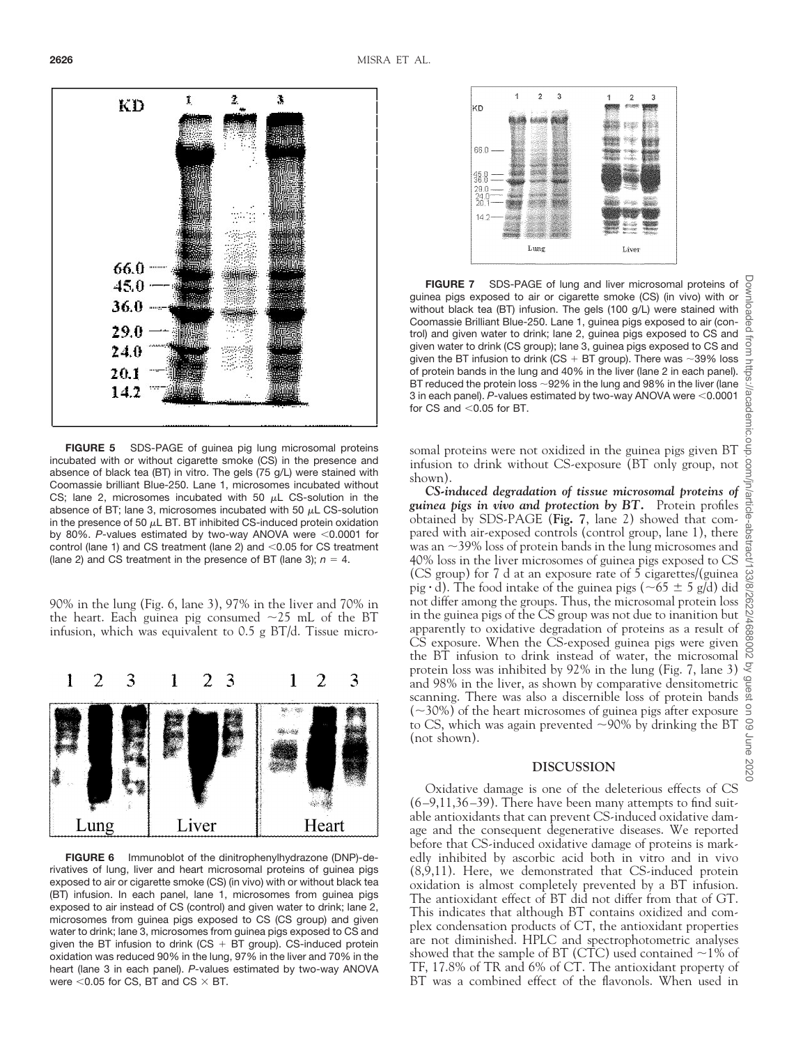**FIGURE 5** SDS-PAGE of guinea pig lung microsomal proteins incubated with or without cigarette smoke (CS) in the presence and absence of black tea (BT) in vitro. The gels (75 g/L) were stained with Coomassie brilliant Blue-250. Lane 1, microsomes incubated without CS; lane 2, microsomes incubated with 50 μL CS-solution in the absence of BT; lane 3, microsomes incubated with 50 μL CS-solution in the presence of 50 μL BT. BT inhibited CS-induced protein oxidation by 80%. *P*-values estimated by two-way ANOVA were <0.0001 for control (lane 1) and CS treatment (lane 2) and <0.05 for CS treatment (lane 2) and CS treatment in the presence of BT (lane 3); $n = 4$.

90% in the lung (Fig. 6, lane 3), 97% in the liver and 70% in the heart. Each guinea pig consumed ~25 mL of the BT infusion, which was equivalent to 0.5 g BT/d. Tissue microsomal proteins were not oxidized in the guinea pigs given BT infusion to drink without CS-exposure (BT only group, not shown).

**FIGURE 6** Immunoblot of the dinitrophenylhydrazone (DNP)-derivatives of lung, liver and heart microsomal proteins of guinea pigs exposed to air or cigarette smoke (CS) (in vivo) with or without black tea (BT) infusion. In each panel, lane 1, microsomes from guinea pigs exposed to air instead of CS (control) and given water to drink; lane 2, microsomes from guinea pigs exposed to CS (CS group) and given water to drink; lane 3, microsomes from guinea pigs exposed to CS and given the BT infusion to drink (CS + BT group). CS-induced protein oxidation was reduced 90% in the lung, 97% in the liver and 70% in the heart (lane 3 in each panel). *P*-values estimated by two-way ANOVA were <0.05 for CS, BT and CS × BT.

**FIGURE 7** SDS-PAGE of lung and liver microsomal proteins of guinea pigs exposed to air or cigarette smoke (CS) (in vivo) with or without black tea (BT) infusion. The gels (100 g/L) were stained with Coomassie Brilliant Blue-250. Lane 1, guinea pigs exposed to air (control) and given water to drink; lane 2, guinea pigs exposed to CS and given water to drink (CS group); lane 3, guinea pigs exposed to CS and given the BT infusion to drink (CS + BT group). There was ~39% loss of protein bands in the lung and 40% in the liver (lane 2 in each panel). BT reduced the protein loss ~92% in the lung and 98% in the liver (lane 3 in each panel). *P*-values estimated by two-way ANOVA were <0.0001 for CS and <0.05 for BT.

***CS-induced degradation of tissue microsomal proteins of guinea pigs in vivo and protection by BT.*** Protein profiles obtained by SDS-PAGE (**Fig. 7**, lane 2) showed that compared with air-exposed controls (control group, lane 1), there was an ~39% loss of protein bands in the lung microsomes and 40% loss in the liver microsomes of guinea pigs exposed to CS (CS group) for 7 d at an exposure rate of 5 cigarettes/(guinea pig · d). The food intake of the guinea pigs (~65 ± 5 g/d) did not differ among the groups. Thus, the microsomal protein loss in the guinea pigs of the CS group was not due to inanition but apparently to oxidative degradation of proteins as a result of CS exposure. When the CS-exposed guinea pigs were given the BT infusion to drink instead of water, the microsomal protein loss was inhibited by 92% in the lung (Fig. 7, lane 3) and 98% in the liver, as shown by comparative densitometric scanning. There was also a discernible loss of protein bands (~30%) of the heart microsomes of guinea pigs after exposure to CS, which was again prevented ~90% by drinking the BT (not shown).

## DISCUSSION

Oxidative damage is one of the deleterious effects of CS (6–9,11,36–39). There have been many attempts to find suitable antioxidants that can prevent CS-induced oxidative damage and the consequent degenerative diseases. We reported before that CS-induced oxidative damage of proteins is markedly inhibited by ascorbic acid both in vitro and in vivo (8,9,11). Here, we demonstrated that CS-induced protein oxidation is almost completely prevented by a BT infusion. The antioxidant effect of BT did not differ from that of GT. This indicates that although BT contains oxidized and complex condensation products of CT, the antioxidant properties are not diminished. HPLC and spectrophotometric analyses showed that the sample of BT (CTC) used contained ~1% of TF, 17.8% of TR and 6% of CT. The antioxidant property of BT was a combined effect of the flavonols. When used in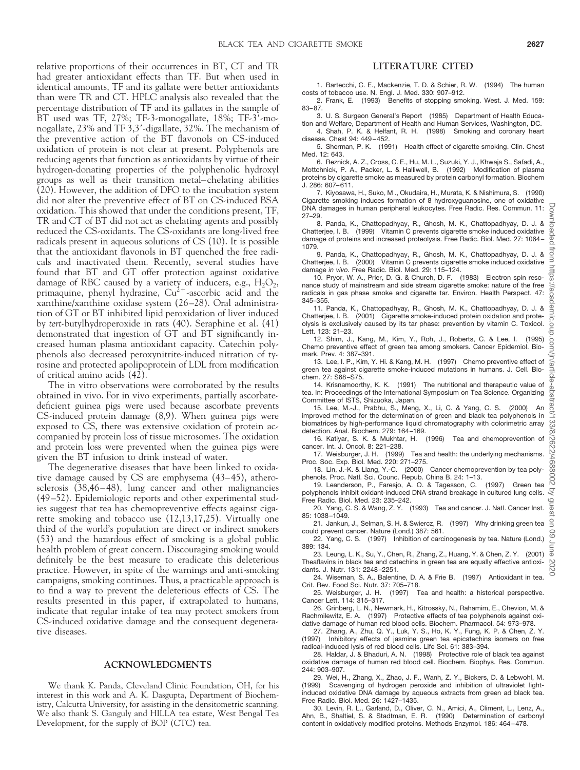relative proportions of their occurrences in BT, CT and TR had greater antioxidant effects than TF. But when used in identical amounts, TF and its gallate were better antioxidants than were TR and CT. HPLC analysis also revealed that the percentage distribution of TF and its gallates in the sample of BT used was TF, 27%; TF-3-monogallate, 18%; TF-3′-monogallate, 23% and TF 3,3′-digallate, 32%. The mechanism of the preventive action of the BT flavonols on CS-induced oxidation of protein is not clear at present. Polyphenols are reducing agents that function as antioxidants by virtue of their hydrogen-donating properties of the polyphenolic hydroxyl groups as well as their transition metal–chelating abilities (20). However, the addition of DFO to the incubation system did not alter the preventive effect of BT on CS-induced BSA oxidation. This showed that under the conditions present, TF, TR and CT of BT did not act as chelating agents and possibly reduced the CS-oxidants. The CS-oxidants are long-lived free radicals present in aqueous solutions of CS (10). It is possible that the antioxidant flavonols in BT quenched the free radicals and inactivated them. Recently, several studies have found that BT and GT offer protection against oxidative damage of RBC caused by a variety of inducers, e.g., $H_2O_2$, primaquine, phenyl hydrazine, $Cu^{2+}$-ascorbic acid and the xanthine/xanthine oxidase system (26–28). Oral administration of GT or BT inhibited lipid peroxidation of liver induced by *tert*-butylhydroperoxide in rats (40). Seraphine et al. (41) demonstrated that ingestion of GT and BT significantly increased human plasma antioxidant capacity. Catechin polyphenols also decreased peroxynitrite-induced nitration of tyrosine and protected apolipoprotein of LDL from modification of critical amino acids (42).

The in vitro observations were corroborated by the results obtained in vivo. For in vivo experiments, partially ascorbate-deficient guinea pigs were used because ascorbate prevents CS-induced protein damage (8,9). When guinea pigs were exposed to CS, there was extensive oxidation of protein accompanied by protein loss of tissue microsomes. The oxidation and protein loss were prevented when the guinea pigs were given the BT infusion to drink instead of water.

The degenerative diseases that have been linked to oxidative damage caused by CS are emphysema (43–45), atherosclerosis (38,46–48), lung cancer and other malignancies (49–52). Epidemiologic reports and other experimental studies suggest that tea has chemopreventive effects against cigarette smoking and tobacco use (12,13,17,25). Virtually one third of the world's population are direct or indirect smokers (53) and the hazardous effect of smoking is a global public health problem of great concern. Discouraging smoking would definitely be the best measure to eradicate this deleterious practice. However, in spite of the warnings and anti-smoking campaigns, smoking continues. Thus, a practicable approach is to find a way to prevent the deleterious effects of CS. The results presented in this paper, if extrapolated to humans, indicate that regular intake of tea may protect smokers from CS-induced oxidative damage and the consequent degenerative diseases.

## ACKNOWLEDGMENTS

We thank K. Panda, Cleveland Clinic Foundation, OH, for his interest in this work and A. K. Dasgupta, Department of Biochemistry, Calcutta University, for assisting in the densitometric scanning. We also thank S. Ganguly and HILLA tea estate, West Bengal Tea Development, for the supply of BOP (CTC) tea.

## LITERATURE CITED

1. Bartecchi, C. E., Mackenzie, T. D. & Schier, R. W. (1994) The human costs of tobacco use. N. Engl. J. Med. 330: 907–912.
2. Frank, E. (1993) Benefits of stopping smoking. West. J. Med. 159: 83–87.
3. U. S. Surgeon General's Report (1985) Department of Health Education and Welfare, Department of Health and Human Services, Washington, DC.
4. Shah, P. K. & Helfant, R. H. (1998) Smoking and coronary heart disease. Chest 94: 449–452.
5. Sherman, P. K. (1991) Health effect of cigarette smoking. Clin. Chest Med. 12: 643.
6. Reznick, A. Z., Cross, C. E., Hu, M. L., Suzuki, Y. J., Khwaja S., Safadi, A., Mottchnick, P. A., Packer, L. & Halliwell, B. (1992) Modification of plasma proteins by cigarette smoke as measured by protein carbonyl formation. Biochem J. 286: 607–611.
7. Kiyosawa, H., Suko, M ., Okudaira, H., Murata, K. & Nishimura, S. (1990) Cigarette smoking induces formation of 8 hydroxyguanosine, one of oxidative DNA damages in human peripheral leukocytes. Free Radic. Res. Commun. 11: 27–29.
8. Panda, K., Chattopadhyay, R., Ghosh, M. K., Chattopadhyay, D. J. & Chatterjee, I. B. (1999) Vitamin C prevents cigarette smoke induced oxidative damage of proteins and increased proteolysis. Free Radic. Biol. Med. 27: 1064–1079.
9. Panda, K., Chattopadhyay, R., Ghosh, M. K., Chattopadhyay, D. J. & Chatterjee, I. B. (2000) Vitamin C prevents cigarette smoke induced oxidative damage *in vivo*. Free Radic. Biol. Med. 29: 115–124.
10. Pryor, W. A., Prier, D. G. & Church, D. F. (1983) Electron spin resonance study of mainstream and side stream cigarette smoke: nature of the free radicals in gas phase smoke and cigarette tar. Environ. Health Perspect. 47: 345–355.
11. Panda, K., Chattopadhyay, R., Ghosh, M. K., Chattopadhyay, D. J. & Chatterjee, I. B. (2001) Cigarette smoke-induced protein oxidation and proteolysis is exclusively caused by its tar phase: prevention by vitamin C. Toxicol. Lett. 123: 21–23.
12. Shim, J., Kang, M., Kim, Y., Roh, J., Roberts, C. & Lee, I. (1995) Chemo preventive effect of green tea among smokers. Cancer Epidemiol. Biomark. Prev. 4: 387–391.
13. Lee, I. P., Kim, Y. Hi. & Kang, M. H. (1997) Chemo preventive effect of green tea against cigarette smoke-induced mutations in humans. J. Cell. Biochem. 27: S68–S75.
14. Krisnamoorthy, K. K. (1991) The nutritional and therapeutic value of tea. In: Proceedings of the International Symposium on Tea Science. Organizing Committee of ISTS, Shizuoka, Japan.
15. Lee, M.-J., Prabhu, S., Meng, X., Li, C. & Yang, C. S. (2000) An improved method for the determination of green and black tea polyphenols in biomatrices by high-performance liquid chromatography with colorimetric array detection. Anal. Biochem. 279: 164–169.
16. Katiyar, S. K. & Mukhtar, H. (1996) Tea and chemoprevention of cancer. Int. J. Oncol. 8: 221–238.
17. Weisburger, J. H. (1999) Tea and health: the underlying mechanisms. Proc. Soc. Exp. Biol. Med. 220: 271–275.
18. Lin, J.-K. & Liang, Y.-C. (2000) Cancer chemoprevention by tea polyphenols. Proc. Natl. Sci. Counc. Repub. China B. 24: 1–13.
19. Leanderson, P., Faresjo, A. O. & Tagesson, C. (1997) Green tea polyphenols inhibit oxidant-induced DNA strand breakage in cultured lung cells. Free Radic. Biol. Med. 23: 235–242.
20. Yang, C. S. & Wang, Z. Y. (1993) Tea and cancer. J. Natl. Cancer Inst. 85: 1038–1049.
21. Jankun, J., Selman, S. H. & Swiercz, R. (1997) Why drinking green tea could prevent cancer. Nature (Lond.) 387: 561.
22. Yang, C. S. (1997) Inhibition of carcinogenesis by tea. Nature (Lond.) 389: 134.
23. Leung, L. K., Su, Y., Chen, R., Zhang, Z., Huang, Y. & Chen, Z. Y. (2001) Theaflavins in black tea and catechins in green tea are equally effective antioxidants. J. Nutr. 131: 2248–2251.
24. Wiseman, S. A., Balentine, D. A. & Frie B. (1997) Antioxidant in tea. Crit. Rev. Food Sci. Nutr. 37: 705–718.
25. Weisburger, J. H. (1997) Tea and health: a historical perspective. Cancer Lett. 114: 315–317.
26. Grinberg, L. N., Newmark, H., Kitrossky, N., Rahamim, E., Chevion, M, & Rachmilewitz, E. A. (1997) Protective effects of tea polyphenols against oxidative damage of human red blood cells. Biochem. Pharmacol. 54: 973–978.
27. Zhang, A., Zhu, Q. Y., Luk, Y. S., Ho, K. Y., Fung, K. P. & Chen, Z. Y. (1997) Inhibitory effects of jasmine green tea epicatechins isomers on free radical-induced lysis of red blood cells. Life Sci. 61: 383–394.
28. Haldar, J. & Bhaduri, A. N. (1998) Protective role of black tea against oxidative damage of human red blood cell. Biochem. Biophys. Res. Commun. 244: 903–907.
29. Wei, H., Zhang, X., Zhao, J. F., Wanh, Z. Y., Bickers, D. & Lebwohl, M. (1999) Scavenging of hydrogen peroxide and inhibition of ultraviolet light-induced oxidative DNA damage by aqueous extracts from green ad black tea. Free Radic. Biol. Med. 26: 1427–1435.
30. Levin, R. L., Garland, D., Oliver, C. N., Amici, A., Climent, L., Lenz, A., Ahn, B., Shaltiel, S. & Stadtman, E. R. (1990) Determination of carbonyl content in oxidatively modified proteins. Methods Enzymol. 186: 464–478.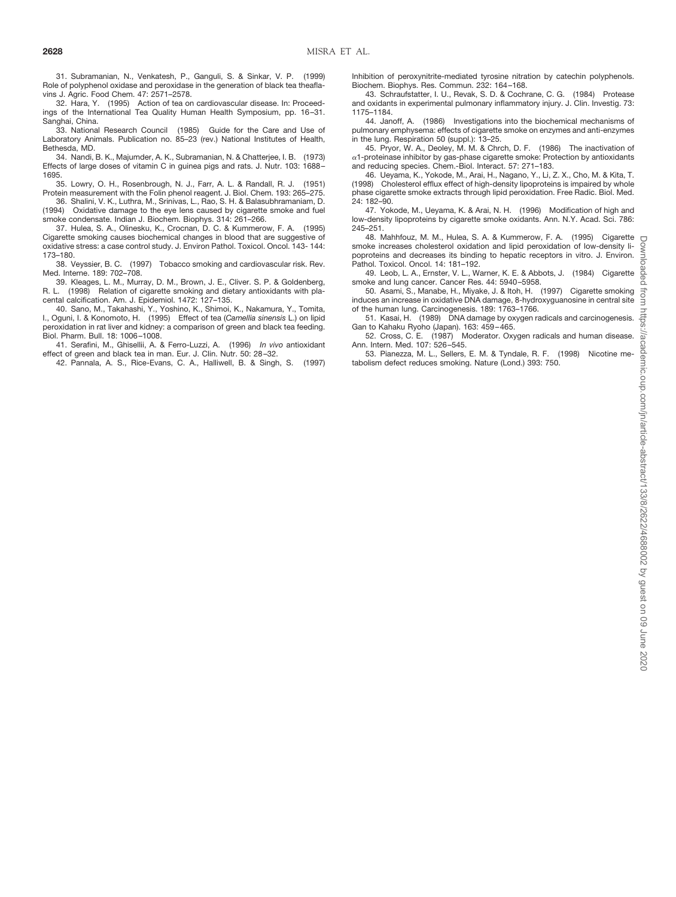31. Subramanian, N., Venkatesh, P., Ganguli, S. & Sinkar, V. P. (1999) Role of polyphenol oxidase and peroxidase in the generation of black tea theaflavins J. Agric. Food Chem. 47: 2571–2578.

32. Hara, Y. (1995) Action of tea on cardiovascular disease. In: Proceedings of the International Tea Quality Human Health Symposium, pp. 16–31. Sanghai, China.

33. National Research Council (1985) Guide for the Care and Use of Laboratory Animals. Publication no. 85–23 (rev.) National Institutes of Health, Bethesda, MD.

34. Nandi, B. K., Majumder, A. K., Subramanian, N. & Chatterjee, I. B. (1973) Effects of large doses of vitamin C in guinea pigs and rats. J. Nutr. 103: 1688–1695.

35. Lowry, O. H., Rosenbrough, N. J., Farr, A. L. & Randall, R. J. (1951) Protein measurement with the Folin phenol reagent. J. Biol. Chem. 193: 265–275.

36. Shalini, V. K., Luthra, M., Srinivas, L., Rao, S. H. & Balasubhramaniam, D. (1994) Oxidative damage to the eye lens caused by cigarette smoke and fuel smoke condensate. Indian J. Biochem. Biophys. 314: 261–266.

37. Hulea, S. A., Olinesku, K., Crocnan, D. C. & Kummerow, F. A. (1995) Cigarette smoking causes biochemical changes in blood that are suggestive of oxidative stress: a case control study. J. Environ Pathol. Toxicol. Oncol. 143- 144: 173–180.

38. Veyssier, B. C. (1997) Tobacco smoking and cardiovascular risk. Rev. Med. Interne. 189: 702–708.

39. Kleages, L. M., Murray, D. M., Brown, J. E., Cliver. S. P. & Goldenberg, R. L. (1998) Relation of cigarette smoking and dietary antioxidants with placental calcification. Am. J. Epidemiol. 1472: 127–135.

40. Sano, M., Takahashi, Y., Yoshino, K., Shimoi, K., Nakamura, Y., Tomita, I., Oguni, I. & Konomoto, H. (1995) Effect of tea (*Camellia sinensis* L.) on lipid peroxidation in rat liver and kidney: a comparison of green and black tea feeding. Biol. Pharm. Bull. 18: 1006–1008.

41. Serafini, M., Ghisellii, A. & Ferro-Luzzi, A. (1996) *In vivo* antioxidant effect of green and black tea in man. Eur. J. Clin. Nutr. 50: 28–32.

42. Pannala, A. S., Rice-Evans, C. A., Halliwell, B. & Singh, S. (1997) Inhibition of peroxynitrite-mediated tyrosine nitration by catechin polyphenols. Biochem. Biophys. Res. Commun. 232: 164–168.

43. Schraufstatter, I. U., Revak, S. D. & Cochrane, C. G. (1984) Protease and oxidants in experimental pulmonary inflammatory injury. J. Clin. Investig. 73: 1175–1184.

44. Janoff, A. (1986) Investigations into the biochemical mechanisms of pulmonary emphysema: effects of cigarette smoke on enzymes and anti-enzymes in the lung. Respiration 50 (suppl.): 13–25.

45. Pryor, W. A., Deoley, M. M. & Chrch, D. F. (1986) The inactivation of $\alpha$1-proteinase inhibitor by gas-phase cigarette smoke: Protection by antioxidants and reducing species. Chem.-Biol. Interact. 57: 271–183.

46. Ueyama, K., Yokode, M., Arai, H., Nagano, Y., Li, Z. X., Cho, M. & Kita, T. (1998) Cholesterol efflux effect of high-density lipoproteins is impaired by whole phase cigarette smoke extracts through lipid peroxidation. Free Radic. Biol. Med. 24: 182–90.

47. Yokode, M., Ueyama, K. & Arai, N. H. (1996) Modification of high and low-density lipoproteins by cigarette smoke oxidants. Ann. N.Y. Acad. Sci. 786: 245–251.

48. Mahhfouz, M. M., Hulea, S. A. & Kummerow, F. A. (1995) Cigarette smoke increases cholesterol oxidation and lipid peroxidation of low-density lipoproteins and decreases its binding to hepatic receptors in vitro. J. Environ. Pathol. Toxicol. Oncol. 14: 181–192.

49. Leob, L. A., Ernster, V. L., Warner, K. E. & Abbots, J. (1984) Cigarette smoke and lung cancer. Cancer Res. 44: 5940–5958.

50. Asami, S., Manabe, H., Miyake, J. & Itoh, H. (1997) Cigarette smoking induces an increase in oxidative DNA damage, 8-hydroxyguanosine in central site of the human lung. Carcinogenesis. 189: 1763–1766.

51. Kasai, H. (1989) DNA damage by oxygen radicals and carcinogenesis. Gan to Kahaku Ryoho (Japan). 163: 459–465.

52. Cross, C. E. (1987) Moderator. Oxygen radicals and human disease. Ann. Intern. Med. 107: 526–545.

53. Pianezza, M. L., Sellers, E. M. & Tyndale, R. F. (1998) Nicotine metabolism defect reduces smoking. Nature (Lond.) 393: 750.